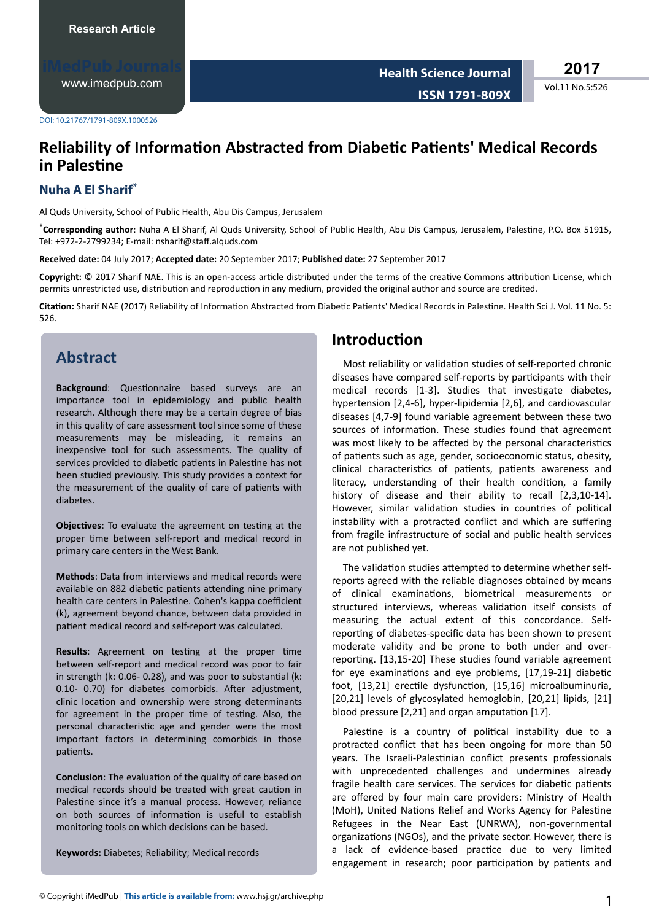Research Article

DOI: 10.21767/1791-809X.1000526

# Reliability of Information Abstracted from Diabetic Patients' Medical Records in Palestine

## Nuha A El Sharif*

Al Quds University, School of Public Health, Abu Dis Campus, Jerusalem

*Corresponding author: Nuha A El Sharif, Al Quds University, School of Public Health, Abu Dis Campus, Jerusalem, Palestine, P.O. Box 51915, Tel: +972-2-2799234; E-mail: nsharif@staff.alquds.com

**Received date:** 04 July 2017; **Accepted date:** 20 September 2017; **Published date:** 27 September 2017

**Copyright:** © 2017 Sharif NAE. This is an open-access article distributed under the terms of the creative Commons attribution License, which permits unrestricted use, distribution and reproduction in any medium, provided the original author and source are credited.

**Citation:** Sharif NAE (2017) Reliability of Information Abstracted from Diabetic Patients' Medical Records in Palestine. Health Sci J. Vol. 11 No. 5: 526.

## Abstract

**Background**: Questionnaire based surveys are an importance tool in epidemiology and public health research. Although there may be a certain degree of bias in this quality of care assessment tool since some of these measurements may be misleading, it remains an inexpensive tool for such assessments. The quality of services provided to diabetic patients in Palestine has not been studied previously. This study provides a context for the measurement of the quality of care of patients with diabetes.

**Objectives**: To evaluate the agreement on testing at the proper time between self-report and medical record in primary care centers in the West Bank.

**Methods**: Data from interviews and medical records were available on 882 diabetic patients attending nine primary health care centers in Palestine. Cohen's kappa coefficient (k), agreement beyond chance, between data provided in patient medical record and self-report was calculated.

**Results**: Agreement on testing at the proper time between self-report and medical record was poor to fair in strength (k: 0.06- 0.28), and was poor to substantial (k: 0.10- 0.70) for diabetes comorbids. After adjustment, clinic location and ownership were strong determinants for agreement in the proper time of testing. Also, the personal characteristic age and gender were the most important factors in determining comorbids in those patients.

**Conclusion**: The evaluation of the quality of care based on medical records should be treated with great caution in Palestine since it's a manual process. However, reliance on both sources of information is useful to establish monitoring tools on which decisions can be based.

**Keywords:** Diabetes; Reliability; Medical records

## Introduction

Most reliability or validation studies of self-reported chronic diseases have compared self-reports by participants with their medical records [1-3]. Studies that investigate diabetes, hypertension [2,4-6], hyper-lipidemia [2,6], and cardiovascular diseases [4,7-9] found variable agreement between these two sources of information. These studies found that agreement was most likely to be affected by the personal characteristics of patients such as age, gender, socioeconomic status, obesity, clinical characteristics of patients, patients awareness and literacy, understanding of their health condition, a family history of disease and their ability to recall [2,3,10-14]. However, similar validation studies in countries of political instability with a protracted conflict and which are suffering from fragile infrastructure of social and public health services are not published yet.

The validation studies attempted to determine whether self-reports agreed with the reliable diagnoses obtained by means of clinical examinations, biometrical measurements or structured interviews, whereas validation itself consists of measuring the actual extent of this concordance. Self-reporting of diabetes-specific data has been shown to present moderate validity and be prone to both under and over-reporting. [13,15-20] These studies found variable agreement for eye examinations and eye problems, [17,19-21] diabetic foot, [13,21] erectile dysfunction, [15,16] microalbuminuria, [20,21] levels of glycosylated hemoglobin, [20,21] lipids, [21] blood pressure [2,21] and organ amputation [17].

Palestine is a country of political instability due to a protracted conflict that has been ongoing for more than 50 years. The Israeli-Palestinian conflict presents professionals with unprecedented challenges and undermines already fragile health care services. The services for diabetic patients are offered by four main care providers: Ministry of Health (MoH), United Nations Relief and Works Agency for Palestine Refugees in the Near East (UNRWA), non-governmental organizations (NGOs), and the private sector. However, there is a lack of evidence-based practice due to very limited engagement in research; poor participation by patients and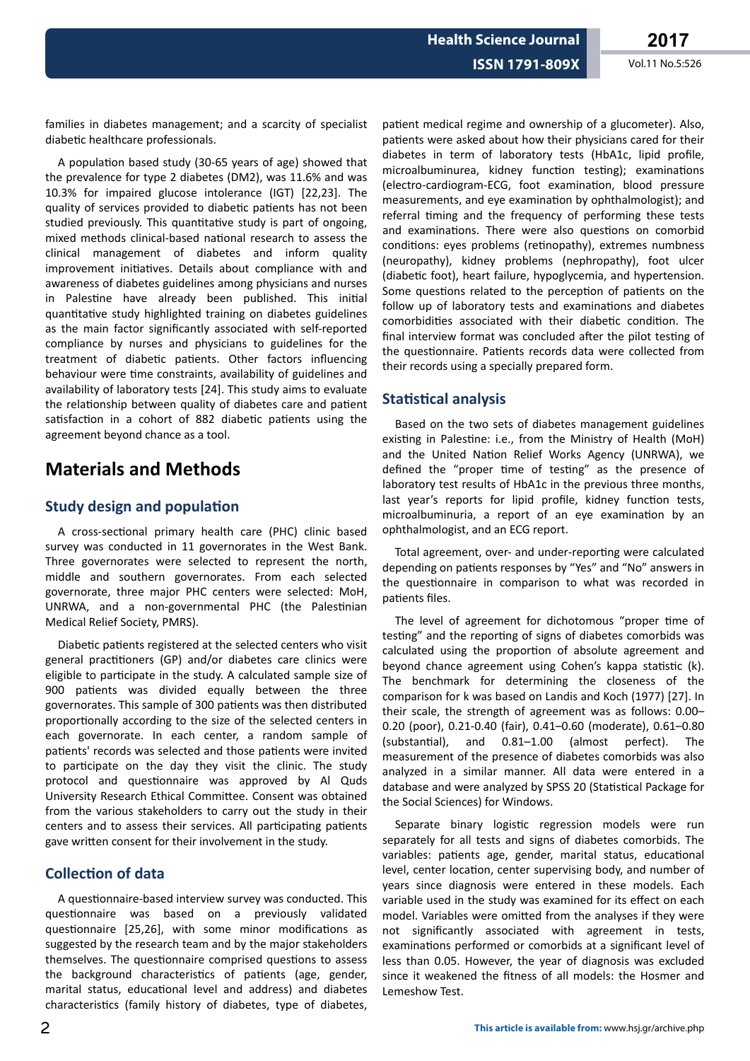families in diabetes management; and a scarcity of specialist diabetic healthcare professionals.

A population based study (30-65 years of age) showed that the prevalence for type 2 diabetes (DM2), was 11.6% and was 10.3% for impaired glucose intolerance (IGT) [22,23]. The quality of services provided to diabetic patients has not been studied previously. This quantitative study is part of ongoing, mixed methods clinical-based national research to assess the clinical management of diabetes and inform quality improvement initiatives. Details about compliance with and awareness of diabetes guidelines among physicians and nurses in Palestine have already been published. This initial quantitative study highlighted training on diabetes guidelines as the main factor significantly associated with self-reported compliance by nurses and physicians to guidelines for the treatment of diabetic patients. Other factors influencing behaviour were time constraints, availability of guidelines and availability of laboratory tests [24]. This study aims to evaluate the relationship between quality of diabetes care and patient satisfaction in a cohort of 882 diabetic patients using the agreement beyond chance as a tool.

# Materials and Methods

## Study design and population

A cross-sectional primary health care (PHC) clinic based survey was conducted in 11 governorates in the West Bank. Three governorates were selected to represent the north, middle and southern governorates. From each selected governorate, three major PHC centers were selected: MoH, UNRWA, and a non-governmental PHC (the Palestinian Medical Relief Society, PMRS).

Diabetic patients registered at the selected centers who visit general practitioners (GP) and/or diabetes care clinics were eligible to participate in the study. A calculated sample size of 900 patients was divided equally between the three governorates. This sample of 300 patients was then distributed proportionally according to the size of the selected centers in each governorate. In each center, a random sample of patients' records was selected and those patients were invited to participate on the day they visit the clinic. The study protocol and questionnaire was approved by Al Quds University Research Ethical Committee. Consent was obtained from the various stakeholders to carry out the study in their centers and to assess their services. All participating patients gave written consent for their involvement in the study.

## Collection of data

A questionnaire-based interview survey was conducted. This questionnaire was based on a previously validated questionnaire [25,26], with some minor modifications as suggested by the research team and by the major stakeholders themselves. The questionnaire comprised questions to assess the background characteristics of patients (age, gender, marital status, educational level and address) and diabetes characteristics (family history of diabetes, type of diabetes, patient medical regime and ownership of a glucometer). Also, patients were asked about how their physicians cared for their diabetes in term of laboratory tests (HbA1c, lipid profile, microalbuminurea, kidney function testing); examinations (electro-cardiogram-ECG, foot examination, blood pressure measurements, and eye examination by ophthalmologist); and referral timing and the frequency of performing these tests and examinations. There were also questions on comorbid conditions: eyes problems (retinopathy), extremes numbness (neuropathy), kidney problems (nephropathy), foot ulcer (diabetic foot), heart failure, hypoglycemia, and hypertension. Some questions related to the perception of patients on the follow up of laboratory tests and examinations and diabetes comorbidities associated with their diabetic condition. The final interview format was concluded after the pilot testing of the questionnaire. Patients records data were collected from their records using a specially prepared form.

## Statistical analysis

Based on the two sets of diabetes management guidelines existing in Palestine: i.e., from the Ministry of Health (MoH) and the United Nation Relief Works Agency (UNRWA), we defined the "proper time of testing" as the presence of laboratory test results of HbA1c in the previous three months, last year's reports for lipid profile, kidney function tests, microalbuminuria, a report of an eye examination by an ophthalmologist, and an ECG report.

Total agreement, over- and under-reporting were calculated depending on patients responses by "Yes" and "No" answers in the questionnaire in comparison to what was recorded in patients files.

The level of agreement for dichotomous "proper time of testing" and the reporting of signs of diabetes comorbids was calculated using the proportion of absolute agreement and beyond chance agreement using Cohen's kappa statistic (k). The benchmark for determining the closeness of the comparison for k was based on Landis and Koch (1977) [27]. In their scale, the strength of agreement was as follows: 0.00–0.20 (poor), 0.21-0.40 (fair), 0.41–0.60 (moderate), 0.61–0.80 (substantial), and 0.81–1.00 (almost perfect). The measurement of the presence of diabetes comorbids was also analyzed in a similar manner. All data were entered in a database and were analyzed by SPSS 20 (Statistical Package for the Social Sciences) for Windows.

Separate binary logistic regression models were run separately for all tests and signs of diabetes comorbids. The variables: patients age, gender, marital status, educational level, center location, center supervising body, and number of years since diagnosis were entered in these models. Each variable used in the study was examined for its effect on each model. Variables were omitted from the analyses if they were not significantly associated with agreement in tests, examinations performed or comorbids at a significant level of less than 0.05. However, the year of diagnosis was excluded since it weakened the fitness of all models: the Hosmer and Lemeshow Test.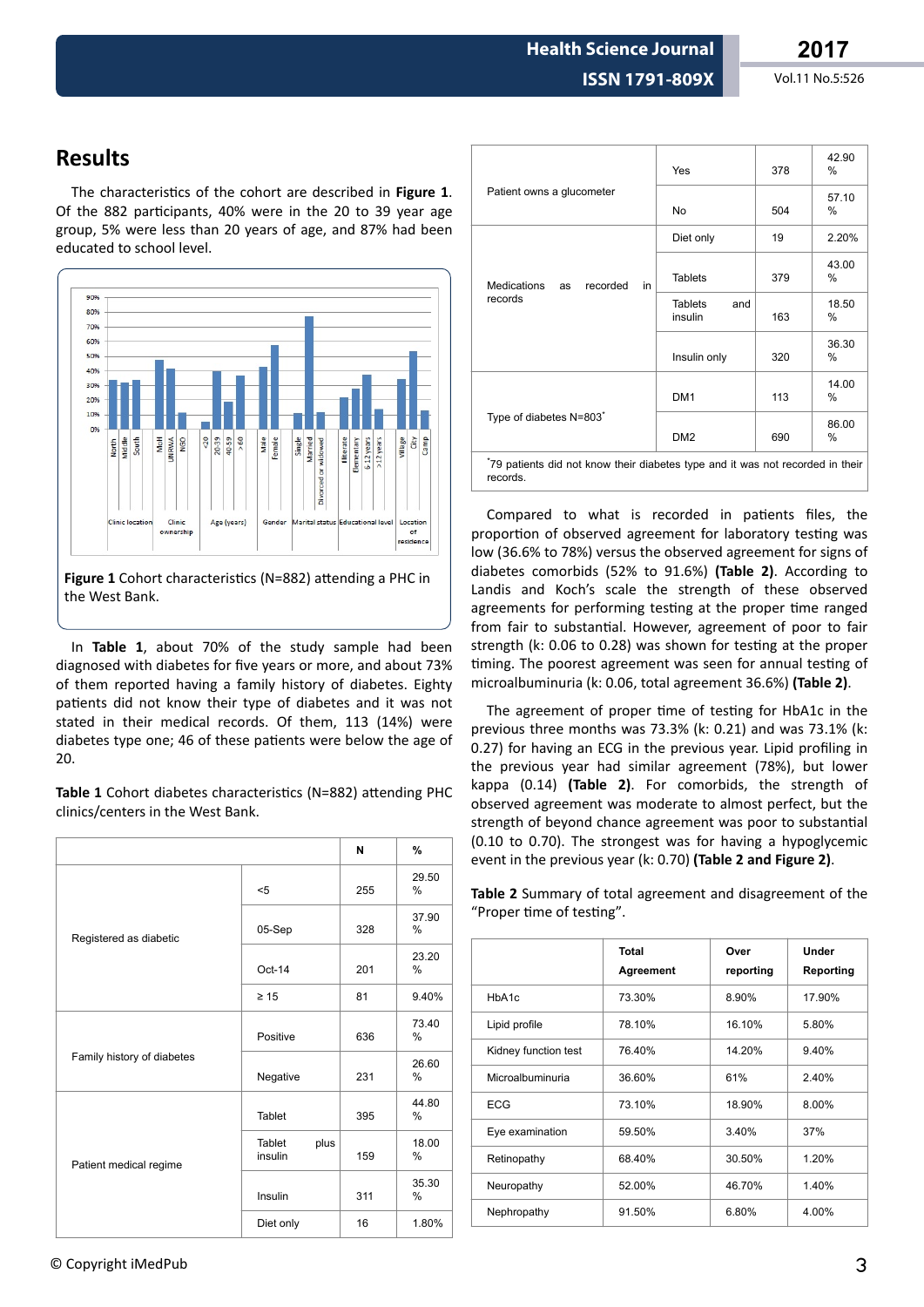## Results

The characteristics of the cohort are described in **Figure 1**. Of the 882 participants, 40% were in the 20 to 39 year age group, 5% were less than 20 years of age, and 87% had been educated to school level.

**Figure 1** Cohort characteristics (N=882) attending a PHC in the West Bank.

In **Table 1**, about 70% of the study sample had been diagnosed with diabetes for five years or more, and about 73% of them reported having a family history of diabetes. Eighty patients did not know their type of diabetes and it was not stated in their medical records. Of them, 113 (14%) were diabetes type one; 46 of these patients were below the age of 20.

**Table 1** Cohort diabetes characteristics (N=882) attending PHC clinics/centers in the West Bank.

| | | N | % |
|---|---|---|---|
| Registered as diabetic | <5 | 255 | 29.50 % |
| | 05-Sep | 328 | 37.90 % |
| | Oct-14 | 201 | 23.20 % |
| | ≥ 15 | 81 | 9.40% |
| Family history of diabetes | Positive | 636 | 73.40 % |
| | Negative | 231 | 26.60 % |
| Patient medical regime | Tablet | 395 | 44.80 % |
| | Tablet plus insulin | 159 | 18.00 % |
| | Insulin | 311 | 35.30 % |
| | Diet only | 16 | 1.80% |
| Patient owns a glucometer | Yes | 378 | 42.90 % |
| | No | 504 | 57.10 % |
| Medications as recorded in records | Diet only | 19 | 2.20% |
| | Tablets | 379 | 43.00 % |
| | Tablets and insulin | 163 | 18.50 % |
| | Insulin only | 320 | 36.30 % |
| Type of diabetes N=803* | DM1 | 113 | 14.00 % |
| | DM2 | 690 | 86.00 % |

*79 patients did not know their diabetes type and it was not recorded in their records.

Compared to what is recorded in patients files, the proportion of observed agreement for laboratory testing was low (36.6% to 78%) versus the observed agreement for signs of diabetes comorbids (52% to 91.6%) **(Table 2)**. According to Landis and Koch's scale the strength of these observed agreements for performing testing at the proper time ranged from fair to substantial. However, agreement of poor to fair strength (k: 0.06 to 0.28) was shown for testing at the proper timing. The poorest agreement was seen for annual testing of microalbuminuria (k: 0.06, total agreement 36.6%) **(Table 2)**.

The agreement of proper time of testing for HbA1c in the previous three months was 73.3% (k: 0.21) and was 73.1% (k: 0.27) for having an ECG in the previous year. Lipid profiling in the previous year had similar agreement (78%), but lower kappa (0.14) **(Table 2)**. For comorbids, the strength of observed agreement was moderate to almost perfect, but the strength of beyond chance agreement was poor to substantial (0.10 to 0.70). The strongest was for having a hypoglycemic event in the previous year (k: 0.70) **(Table 2 and Figure 2)**.

**Table 2** Summary of total agreement and disagreement of the "Proper time of testing".

| | Total Agreement | Over reporting | Under Reporting |
|---|---|---|---|
| HbA1c | 73.30% | 8.90% | 17.90% |
| Lipid profile | 78.10% | 16.10% | 5.80% |
| Kidney function test | 76.40% | 14.20% | 9.40% |
| Microalbuminuria | 36.60% | 61% | 2.40% |
| ECG | 73.10% | 18.90% | 8.00% |
| Eye examination | 59.50% | 3.40% | 37% |
| Retinopathy | 68.40% | 30.50% | 1.20% |
| Neuropathy | 52.00% | 46.70% | 1.40% |
| Nephropathy | 91.50% | 6.80% | 4.00% |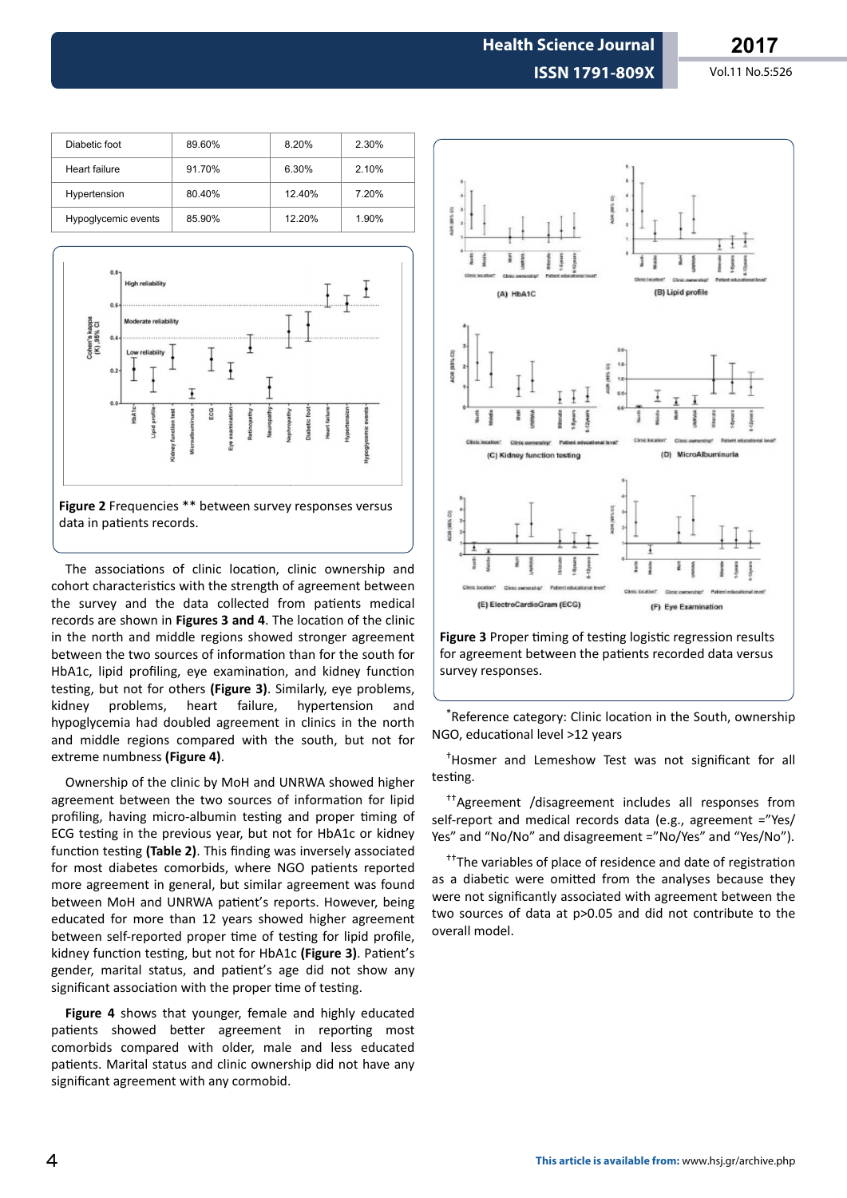| Diabetic foot | 89.60% | 8.20% | 2.30% |
|---|---|---|---|
| Heart failure | 91.70% | 6.30% | 2.10% |
| Hypertension | 80.40% | 12.40% | 7.20% |
| Hypoglycemic events | 85.90% | 12.20% | 1.90% |

**Figure 2** Frequencies ** between survey responses versus data in patients records.

The associations of clinic location, clinic ownership and cohort characteristics with the strength of agreement between the survey and the data collected from patients medical records are shown in **Figures 3 and 4**. The location of the clinic in the north and middle regions showed stronger agreement between the two sources of information than for the south for HbA1c, lipid profiling, eye examination, and kidney function testing, but not for others **(Figure 3)**. Similarly, eye problems, kidney problems, heart failure, hypertension and hypoglycemia had doubled agreement in clinics in the north and middle regions compared with the south, but not for extreme numbness **(Figure 4)**.

Ownership of the clinic by MoH and UNRWA showed higher agreement between the two sources of information for lipid profiling, having micro-albumin testing and proper timing of ECG testing in the previous year, but not for HbA1c or kidney function testing **(Table 2)**. This finding was inversely associated for most diabetes comorbids, where NGO patients reported more agreement in general, but similar agreement was found between MoH and UNRWA patient's reports. However, being educated for more than 12 years showed higher agreement between self-reported proper time of testing for lipid profile, kidney function testing, but not for HbA1c **(Figure 3)**. Patient's gender, marital status, and patient's age did not show any significant association with the proper time of testing.

**Figure 4** shows that younger, female and highly educated patients showed better agreement in reporting most comorbids compared with older, male and less educated patients. Marital status and clinic ownership did not have any significant agreement with any cormobid.

**Figure 3** Proper timing of testing logistic regression results for agreement between the patients recorded data versus survey responses.

*Reference category: Clinic location in the South, ownership NGO, educational level >12 years

†Hosmer and Lemeshow Test was not significant for all testing.

††Agreement /disagreement includes all responses from self-report and medical records data (e.g., agreement ="Yes/ Yes" and "No/No" and disagreement ="No/Yes" and "Yes/No").

††The variables of place of residence and date of registration as a diabetic were omitted from the analyses because they were not significantly associated with agreement between the two sources of data at p>0.05 and did not contribute to the overall model.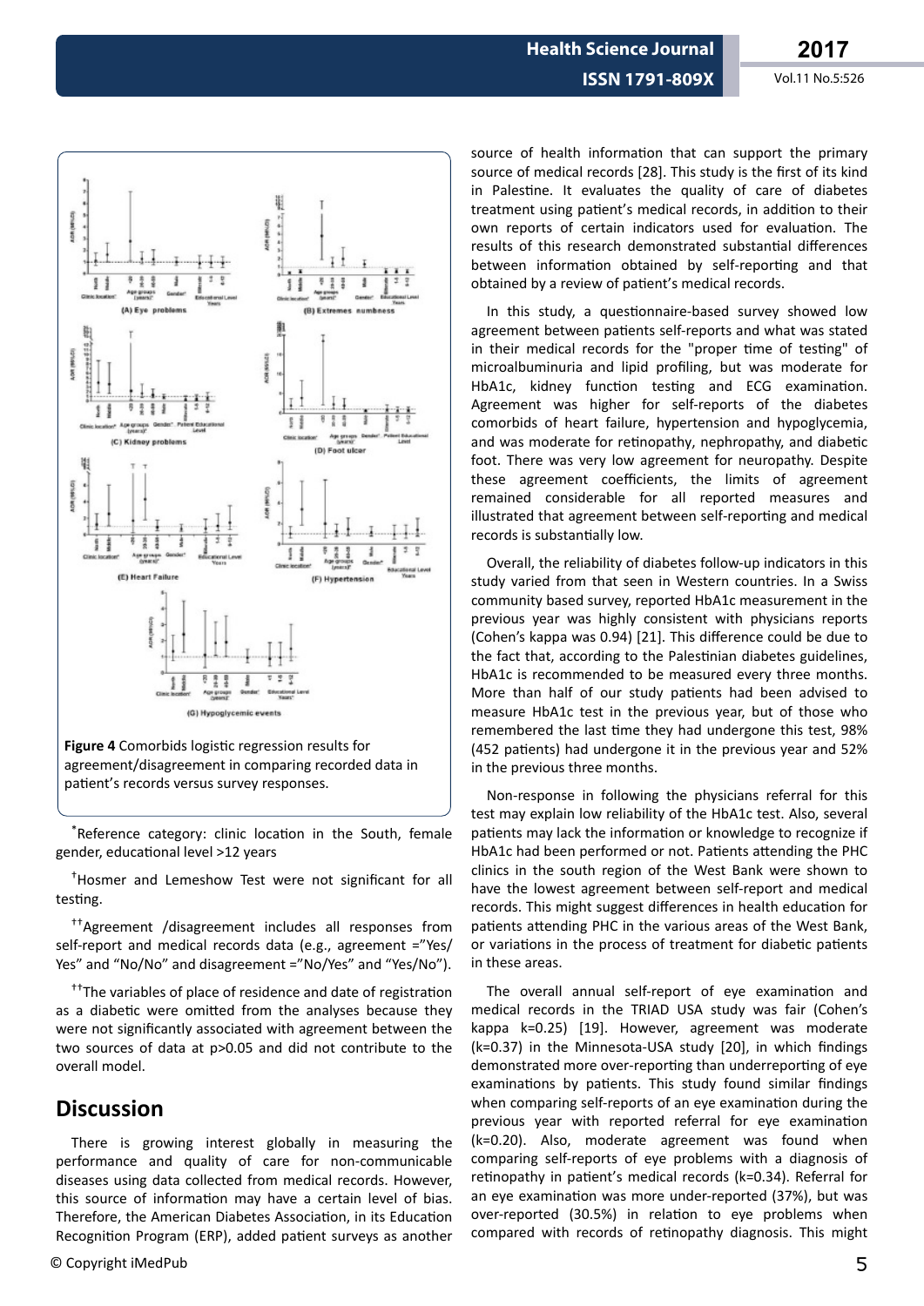**Figure 4** Comorbids logistic regression results for agreement/disagreement in comparing recorded data in patient's records versus survey responses.

*Reference category: clinic location in the South, female gender, educational level >12 years

†Hosmer and Lemeshow Test were not significant for all testing.

††Agreement /disagreement includes all responses from self-report and medical records data (e.g., agreement ="Yes/ Yes" and "No/No" and disagreement ="No/Yes" and "Yes/No").

††The variables of place of residence and date of registration as a diabetic were omitted from the analyses because they were not significantly associated with agreement between the two sources of data at p>0.05 and did not contribute to the overall model.

## Discussion

There is growing interest globally in measuring the performance and quality of care for non-communicable diseases using data collected from medical records. However, this source of information may have a certain level of bias. Therefore, the American Diabetes Association, in its Education Recognition Program (ERP), added patient surveys as another source of health information that can support the primary source of medical records [28]. This study is the first of its kind in Palestine. It evaluates the quality of care of diabetes treatment using patient's medical records, in addition to their own reports of certain indicators used for evaluation. The results of this research demonstrated substantial differences between information obtained by self-reporting and that obtained by a review of patient's medical records.

In this study, a questionnaire-based survey showed low agreement between patients self-reports and what was stated in their medical records for the "proper time of testing" of microalbuminuria and lipid profiling, but was moderate for HbA1c, kidney function testing and ECG examination. Agreement was higher for self-reports of the diabetes comorbids of heart failure, hypertension and hypoglycemia, and was moderate for retinopathy, nephropathy, and diabetic foot. There was very low agreement for neuropathy. Despite these agreement coefficients, the limits of agreement remained considerable for all reported measures and illustrated that agreement between self-reporting and medical records is substantially low.

Overall, the reliability of diabetes follow-up indicators in this study varied from that seen in Western countries. In a Swiss community based survey, reported HbA1c measurement in the previous year was highly consistent with physicians reports (Cohen's kappa was 0.94) [21]. This difference could be due to the fact that, according to the Palestinian diabetes guidelines, HbA1c is recommended to be measured every three months. More than half of our study patients had been advised to measure HbA1c test in the previous year, but of those who remembered the last time they had undergone this test, 98% (452 patients) had undergone it in the previous year and 52% in the previous three months.

Non-response in following the physicians referral for this test may explain low reliability of the HbA1c test. Also, several patients may lack the information or knowledge to recognize if HbA1c had been performed or not. Patients attending the PHC clinics in the south region of the West Bank were shown to have the lowest agreement between self-report and medical records. This might suggest differences in health education for patients attending PHC in the various areas of the West Bank, or variations in the process of treatment for diabetic patients in these areas.

The overall annual self-report of eye examination and medical records in the TRIAD USA study was fair (Cohen's kappa k=0.25) [19]. However, agreement was moderate (k=0.37) in the Minnesota-USA study [20], in which findings demonstrated more over-reporting than underreporting of eye examinations by patients. This study found similar findings when comparing self-reports of an eye examination during the previous year with reported referral for eye examination (k=0.20). Also, moderate agreement was found when comparing self-reports of eye problems with a diagnosis of retinopathy in patient's medical records (k=0.34). Referral for an eye examination was more under-reported (37%), but was over-reported (30.5%) in relation to eye problems when compared with records of retinopathy diagnosis. This might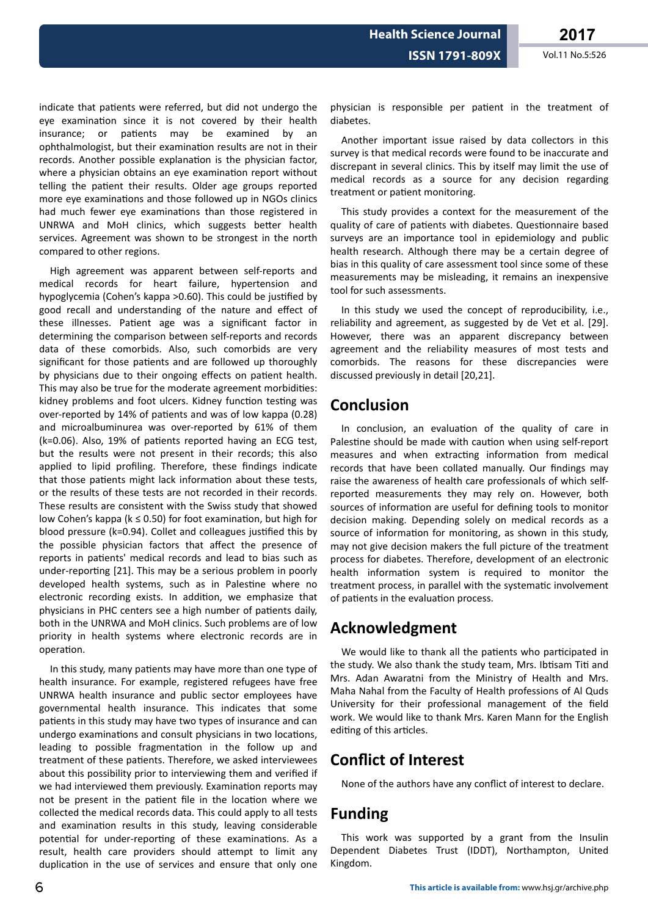indicate that patients were referred, but did not undergo the eye examination since it is not covered by their health insurance; or patients may be examined by an ophthalmologist, but their examination results are not in their records. Another possible explanation is the physician factor, where a physician obtains an eye examination report without telling the patient their results. Older age groups reported more eye examinations and those followed up in NGOs clinics had much fewer eye examinations than those registered in UNRWA and MoH clinics, which suggests better health services. Agreement was shown to be strongest in the north compared to other regions.

High agreement was apparent between self-reports and medical records for heart failure, hypertension and hypoglycemia (Cohen's kappa >0.60). This could be justified by good recall and understanding of the nature and effect of these illnesses. Patient age was a significant factor in determining the comparison between self-reports and records data of these comorbids. Also, such comorbids are very significant for those patients and are followed up thoroughly by physicians due to their ongoing effects on patient health. This may also be true for the moderate agreement morbidities: kidney problems and foot ulcers. Kidney function testing was over-reported by 14% of patients and was of low kappa (0.28) and microalbuminurea was over-reported by 61% of them (k=0.06). Also, 19% of patients reported having an ECG test, but the results were not present in their records; this also applied to lipid profiling. Therefore, these findings indicate that those patients might lack information about these tests, or the results of these tests are not recorded in their records. These results are consistent with the Swiss study that showed low Cohen's kappa (k ≤ 0.50) for foot examination, but high for blood pressure (k=0.94). Collet and colleagues justified this by the possible physician factors that affect the presence of reports in patients' medical records and lead to bias such as under-reporting [21]. This may be a serious problem in poorly developed health systems, such as in Palestine where no electronic recording exists. In addition, we emphasize that physicians in PHC centers see a high number of patients daily, both in the UNRWA and MoH clinics. Such problems are of low priority in health systems where electronic records are in operation.

In this study, many patients may have more than one type of health insurance. For example, registered refugees have free UNRWA health insurance and public sector employees have governmental health insurance. This indicates that some patients in this study may have two types of insurance and can undergo examinations and consult physicians in two locations, leading to possible fragmentation in the follow up and treatment of these patients. Therefore, we asked interviewees about this possibility prior to interviewing them and verified if we had interviewed them previously. Examination reports may not be present in the patient file in the location where we collected the medical records data. This could apply to all tests and examination results in this study, leaving considerable potential for under-reporting of these examinations. As a result, health care providers should attempt to limit any duplication in the use of services and ensure that only one physician is responsible per patient in the treatment of diabetes.

Another important issue raised by data collectors in this survey is that medical records were found to be inaccurate and discrepant in several clinics. This by itself may limit the use of medical records as a source for any decision regarding treatment or patient monitoring.

This study provides a context for the measurement of the quality of care of patients with diabetes. Questionnaire based surveys are an importance tool in epidemiology and public health research. Although there may be a certain degree of bias in this quality of care assessment tool since some of these measurements may be misleading, it remains an inexpensive tool for such assessments.

In this study we used the concept of reproducibility, i.e., reliability and agreement, as suggested by de Vet et al. [29]. However, there was an apparent discrepancy between agreement and the reliability measures of most tests and comorbids. The reasons for these discrepancies were discussed previously in detail [20,21].

## Conclusion

In conclusion, an evaluation of the quality of care in Palestine should be made with caution when using self-report measures and when extracting information from medical records that have been collated manually. Our findings may raise the awareness of health care professionals of which self-reported measurements they may rely on. However, both sources of information are useful for defining tools to monitor decision making. Depending solely on medical records as a source of information for monitoring, as shown in this study, may not give decision makers the full picture of the treatment process for diabetes. Therefore, development of an electronic health information system is required to monitor the treatment process, in parallel with the systematic involvement of patients in the evaluation process.

## Acknowledgment

We would like to thank all the patients who participated in the study. We also thank the study team, Mrs. Ibtisam Titi and Mrs. Adan Awaratni from the Ministry of Health and Mrs. Maha Nahal from the Faculty of Health professions of Al Quds University for their professional management of the field work. We would like to thank Mrs. Karen Mann for the English editing of this articles.

## Conflict of Interest

None of the authors have any conflict of interest to declare.

## Funding

This work was supported by a grant from the Insulin Dependent Diabetes Trust (IDDT), Northampton, United Kingdom.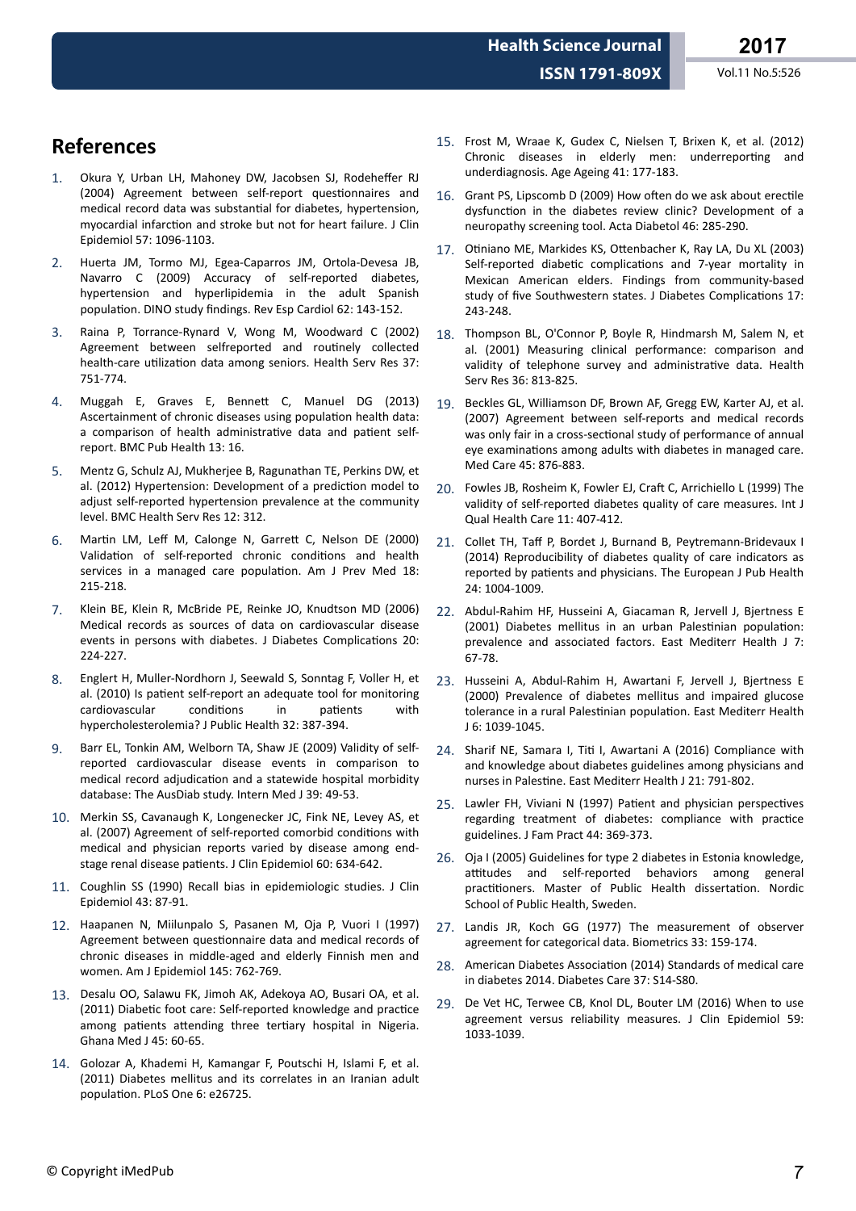## References

1. Okura Y, Urban LH, Mahoney DW, Jacobsen SJ, Rodeheffer RJ (2004) Agreement between self-report questionnaires and medical record data was substantial for diabetes, hypertension, myocardial infarction and stroke but not for heart failure. J Clin Epidemiol 57: 1096-1103.

2. Huerta JM, Tormo MJ, Egea-Caparros JM, Ortola-Devesa JB, Navarro C (2009) Accuracy of self-reported diabetes, hypertension and hyperlipidemia in the adult Spanish population. DINO study findings. Rev Esp Cardiol 62: 143-152.

3. Raina P, Torrance-Rynard V, Wong M, Woodward C (2002) Agreement between selfreported and routinely collected health-care utilization data among seniors. Health Serv Res 37: 751-774.

4. Muggah E, Graves E, Bennett C, Manuel DG (2013) Ascertainment of chronic diseases using population health data: a comparison of health administrative data and patient self-report. BMC Pub Health 13: 16.

5. Mentz G, Schulz AJ, Mukherjee B, Ragunathan TE, Perkins DW, et al. (2012) Hypertension: Development of a prediction model to adjust self-reported hypertension prevalence at the community level. BMC Health Serv Res 12: 312.

6. Martin LM, Leff M, Calonge N, Garrett C, Nelson DE (2000) Validation of self-reported chronic conditions and health services in a managed care population. Am J Prev Med 18: 215-218.

7. Klein BE, Klein R, McBride PE, Reinke JO, Knudtson MD (2006) Medical records as sources of data on cardiovascular disease events in persons with diabetes. J Diabetes Complications 20: 224-227.

8. Englert H, Muller-Nordhorn J, Seewald S, Sonntag F, Voller H, et al. (2010) Is patient self-report an adequate tool for monitoring cardiovascular conditions in patients with hypercholesterolemia? J Public Health 32: 387-394.

9. Barr EL, Tonkin AM, Welborn TA, Shaw JE (2009) Validity of self-reported cardiovascular disease events in comparison to medical record adjudication and a statewide hospital morbidity database: The AusDiab study. Intern Med J 39: 49-53.

10. Merkin SS, Cavanaugh K, Longenecker JC, Fink NE, Levey AS, et al. (2007) Agreement of self-reported comorbid conditions with medical and physician reports varied by disease among end-stage renal disease patients. J Clin Epidemiol 60: 634-642.

11. Coughlin SS (1990) Recall bias in epidemiologic studies. J Clin Epidemiol 43: 87-91.

12. Haapanen N, Miilunpalo S, Pasanen M, Oja P, Vuori I (1997) Agreement between questionnaire data and medical records of chronic diseases in middle-aged and elderly Finnish men and women. Am J Epidemiol 145: 762-769.

13. Desalu OO, Salawu FK, Jimoh AK, Adekoya AO, Busari OA, et al. (2011) Diabetic foot care: Self-reported knowledge and practice among patients attending three tertiary hospital in Nigeria. Ghana Med J 45: 60-65.

14. Golozar A, Khademi H, Kamangar F, Poutschi H, Islami F, et al. (2011) Diabetes mellitus and its correlates in an Iranian adult population. PLoS One 6: e26725.

15. Frost M, Wraae K, Gudex C, Nielsen T, Brixen K, et al. (2012) Chronic diseases in elderly men: underreporting and underdiagnosis. Age Ageing 41: 177-183.

16. Grant PS, Lipscomb D (2009) How often do we ask about erectile dysfunction in the diabetes review clinic? Development of a neuropathy screening tool. Acta Diabetol 46: 285-290.

17. Otiniano ME, Markides KS, Ottenbacher K, Ray LA, Du XL (2003) Self-reported diabetic complications and 7-year mortality in Mexican American elders. Findings from community-based study of five Southwestern states. J Diabetes Complications 17: 243-248.

18. Thompson BL, O'Connor P, Boyle R, Hindmarsh M, Salem N, et al. (2001) Measuring clinical performance: comparison and validity of telephone survey and administrative data. Health Serv Res 36: 813-825.

19. Beckles GL, Williamson DF, Brown AF, Gregg EW, Karter AJ, et al. (2007) Agreement between self-reports and medical records was only fair in a cross-sectional study of performance of annual eye examinations among adults with diabetes in managed care. Med Care 45: 876-883.

20. Fowles JB, Rosheim K, Fowler EJ, Craft C, Arrichiello L (1999) The validity of self-reported diabetes quality of care measures. Int J Qual Health Care 11: 407-412.

21. Collet TH, Taff P, Bordet J, Burnand B, Peytremann-Bridevaux I (2014) Reproducibility of diabetes quality of care indicators as reported by patients and physicians. The European J Pub Health 24: 1004-1009.

22. Abdul-Rahim HF, Husseini A, Giacaman R, Jervell J, Bjertness E (2001) Diabetes mellitus in an urban Palestinian population: prevalence and associated factors. East Mediterr Health J 7: 67-78.

23. Husseini A, Abdul-Rahim H, Awartani F, Jervell J, Bjertness E (2000) Prevalence of diabetes mellitus and impaired glucose tolerance in a rural Palestinian population. East Mediterr Health J 6: 1039-1045.

24. Sharif NE, Samara I, Titi I, Awartani A (2016) Compliance with and knowledge about diabetes guidelines among physicians and nurses in Palestine. East Mediterr Health J 21: 791-802.

25. Lawler FH, Viviani N (1997) Patient and physician perspectives regarding treatment of diabetes: compliance with practice guidelines. J Fam Pract 44: 369-373.

26. Oja I (2005) Guidelines for type 2 diabetes in Estonia knowledge, attitudes and self-reported behaviors among general practitioners. Master of Public Health dissertation. Nordic School of Public Health, Sweden.

27. Landis JR, Koch GG (1977) The measurement of observer agreement for categorical data. Biometrics 33: 159-174.

28. American Diabetes Association (2014) Standards of medical care in diabetes 2014. Diabetes Care 37: S14-S80.

29. De Vet HC, Terwee CB, Knol DL, Bouter LM (2016) When to use agreement versus reliability measures. J Clin Epidemiol 59: 1033-1039.